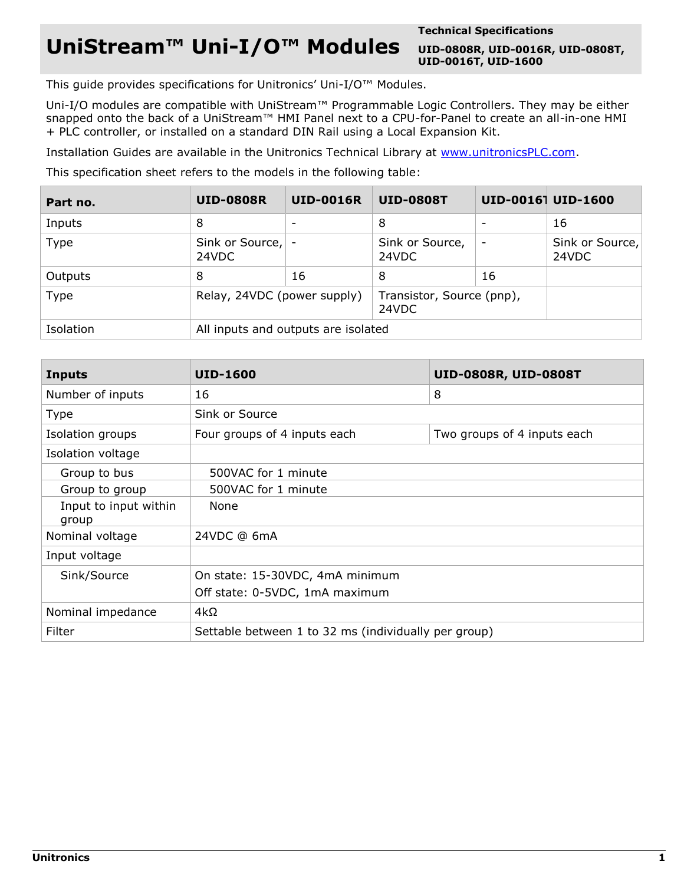# UniStream™ Uni-I/O™ Modules

**Technical Specifications**

**UID-0808R, UID-0016R, UID-0808T, UID-0016T, UID-1600**

This guide provides specifications for Unitronics' Uni-I/O™ Modules.

Uni-I/O modules are compatible with UniStream™ Programmable Logic Controllers. They may be either snapped onto the back of a UniStream™ HMI Panel next to a CPU-for-Panel to create an all-in-one HMI + PLC controller, or installed on a standard DIN Rail using a Local Expansion Kit.

Installation Guides are available in the Unitronics Technical Library at [www.unitronicsPLC.com](http://www.unitronicsPLC.com).

This specification sheet refers to the models in the following table:

| Part no. | UID-0808R | UID-0016R | UID-0808T | UID-0016T | UID-1600 |
|---|---|---|---|---|---|
| Inputs | 8 | - | 8 | - | 16 |
| Type | Sink or Source, 24VDC | - | Sink or Source, 24VDC | - | Sink or Source, 24VDC |
| Outputs | 8 | 16 | 8 | 16 | |
| Type | Relay, 24VDC (power supply) | | Transistor, Source (pnp), 24VDC | | |
| Isolation | All inputs and outputs are isolated | | | | |

| Inputs | UID-1600 | UID-0808R, UID-0808T |
|---|---|---|
| Number of inputs | 16 | 8 |
| Type | Sink or Source | |
| Isolation groups | Four groups of 4 inputs each | Two groups of 4 inputs each |
| Isolation voltage | | |
| Group to bus | 500VAC for 1 minute | |
| Group to group | 500VAC for 1 minute | |
| Input to input within group | None | |
| Nominal voltage | 24VDC @ 6mA | |
| Input voltage | | |
| Sink/Source | On state: 15-30VDC, 4mA minimum<br>Off state: 0-5VDC, 1mA maximum | |
| Nominal impedance | 4kΩ | |
| Filter | Settable between 1 to 32 ms (individually per group) | |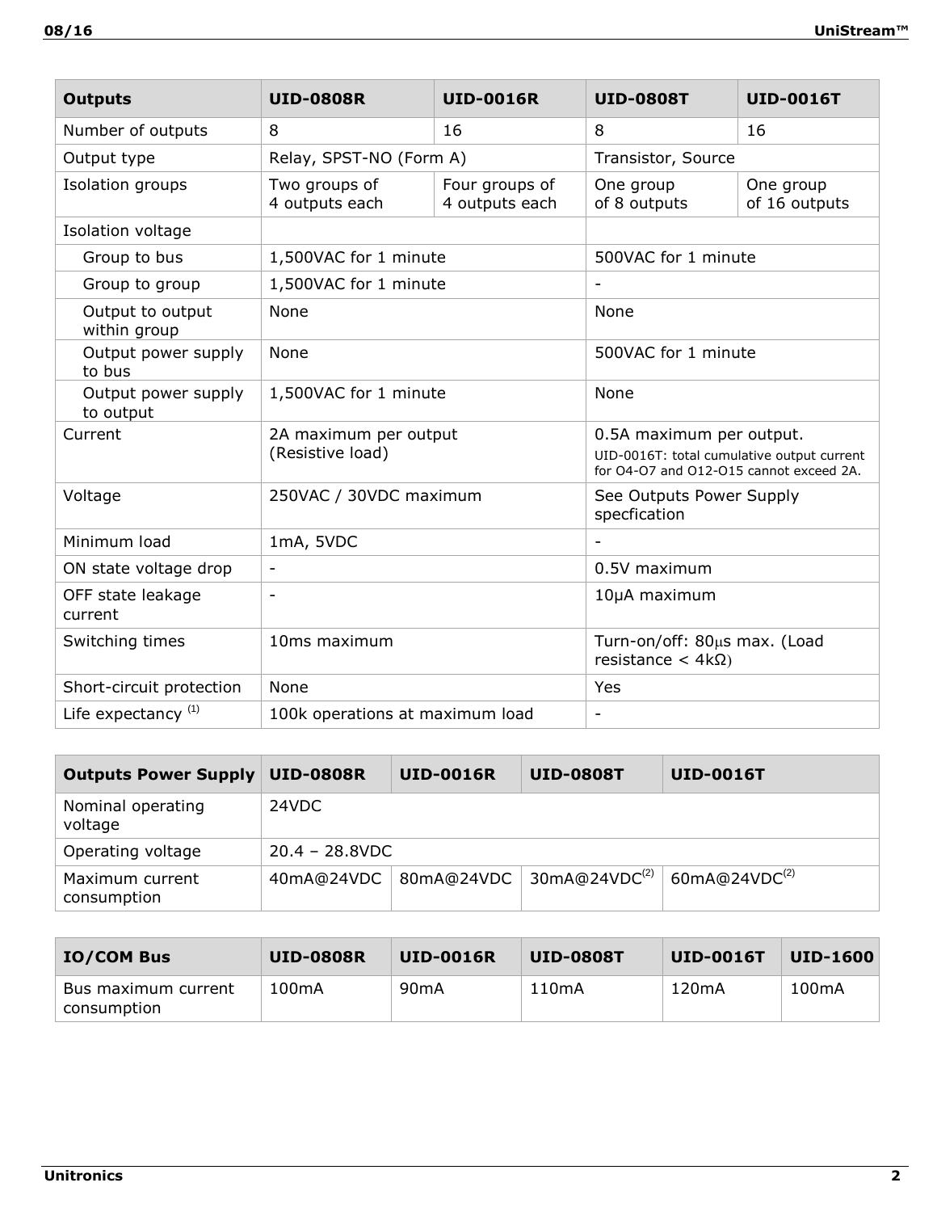| Outputs | UID-0808R | UID-0016R | UID-0808T | UID-0016T |
| --- | --- | --- | --- | --- |
| Number of outputs | 8 | 16 | 8 | 16 |
| Output type | Relay, SPST-NO (Form A) | | Transistor, Source | |
| Isolation groups | Two groups of 4 outputs each | Four groups of 4 outputs each | One group of 8 outputs | One group of 16 outputs |
| Isolation voltage | | | | |
| Group to bus | 1,500VAC for 1 minute | | 500VAC for 1 minute | |
| Group to group | 1,500VAC for 1 minute | | - | |
| Output to output within group | None | | None | |
| Output power supply to bus | None | | 500VAC for 1 minute | |
| Output power supply to output | 1,500VAC for 1 minute | | None | |
| Current | 2A maximum per output (Resistive load) | | 0.5A maximum per output. UID-0016T: total cumulative output current for O4-O7 and O12-O15 cannot exceed 2A. | |
| Voltage | 250VAC / 30VDC maximum | | See Outputs Power Supply specfication | |
| Minimum load | 1mA, 5VDC | | - | |
| ON state voltage drop | - | | 0.5V maximum | |
| OFF state leakage current | - | | 10μA maximum | |
| Switching times | 10ms maximum | | Turn-on/off: 80μs max. (Load resistance < 4kΩ) | |
| Short-circuit protection | None | | Yes | |
| Life expectancy [(1)] | 100k operations at maximum load | | - | |

| Outputs Power Supply | UID-0808R | UID-0016R | UID-0808T | UID-0016T |
| --- | --- | --- | --- | --- |
| Nominal operating voltage | 24VDC | | | |
| Operating voltage | 20.4 – 28.8VDC | | | |
| Maximum current consumption | 40mA@24VDC | 80mA@24VDC | 30mA@24VDC[(2)] | 60mA@24VDC[(2)] |

| IO/COM Bus | UID-0808R | UID-0016R | UID-0808T | UID-0016T | UID-1600 |
| --- | --- | --- | --- | --- | --- |
| Bus maximum current consumption | 100mA | 90mA | 110mA | 120mA | 100mA |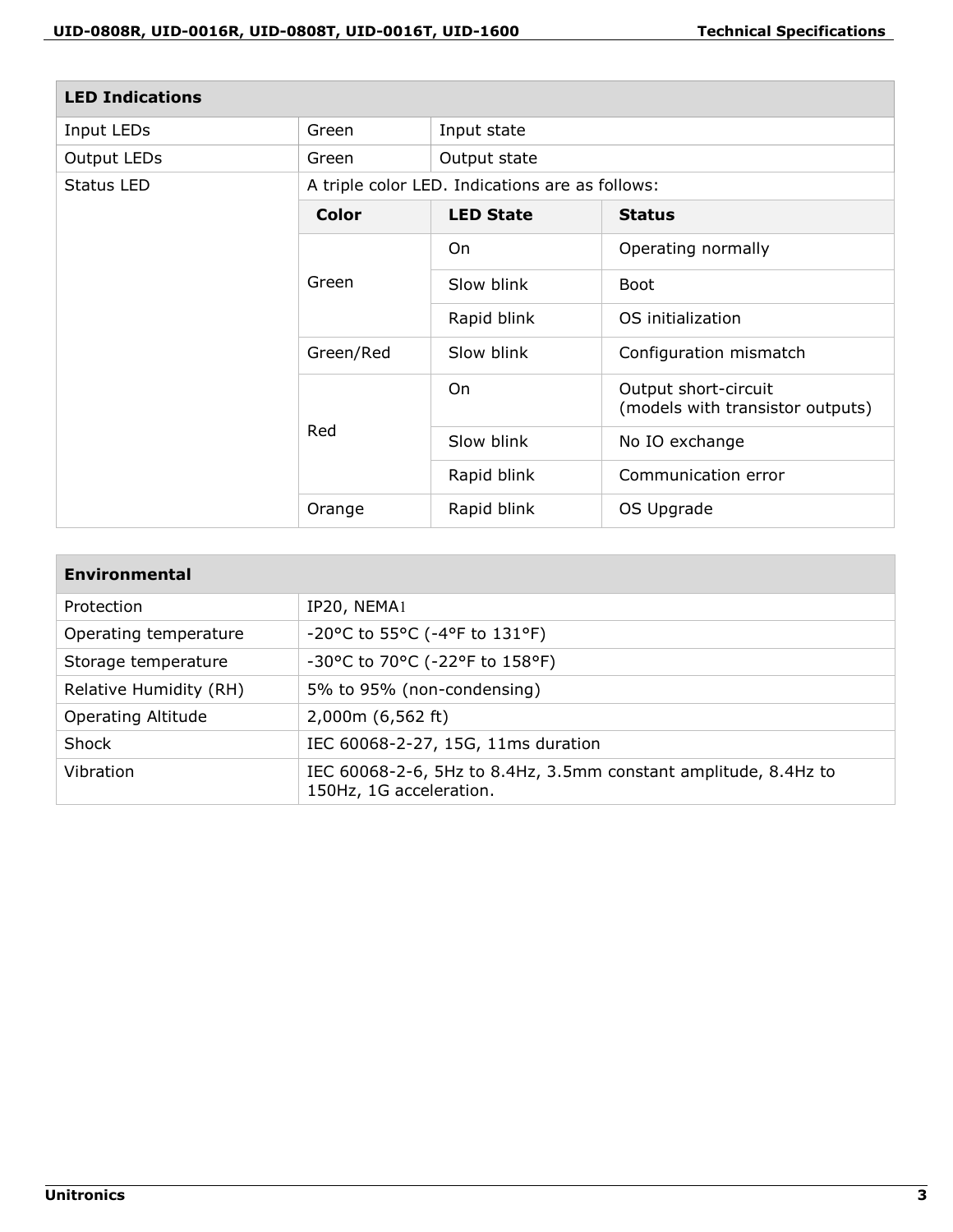| LED Indications | | | |
|---|---|---|---|
| Input LEDs | Green | Input state | |
| Output LEDs | Green | Output state | |
| Status LED | A triple color LED. Indications are as follows: | | |
| | **Color** | **LED State** | **Status** |
| | Green | On | Operating normally |
| | | Slow blink | Boot |
| | | Rapid blink | OS initialization |
| | Green/Red | Slow blink | Configuration mismatch |
| | Red | On | Output short-circuit (models with transistor outputs) |
| | | Slow blink | No IO exchange |
| | | Rapid blink | Communication error |
| | Orange | Rapid blink | OS Upgrade |

| Environmental | |
|---|---|
| Protection | IP20, NEMA1 |
| Operating temperature | -20°C to 55°C (-4°F to 131°F) |
| Storage temperature | -30°C to 70°C (-22°F to 158°F) |
| Relative Humidity (RH) | 5% to 95% (non-condensing) |
| Operating Altitude | 2,000m (6,562 ft) |
| Shock | IEC 60068-2-27, 15G, 11ms duration |
| Vibration | IEC 60068-2-6, 5Hz to 8.4Hz, 3.5mm constant amplitude, 8.4Hz to 150Hz, 1G acceleration. |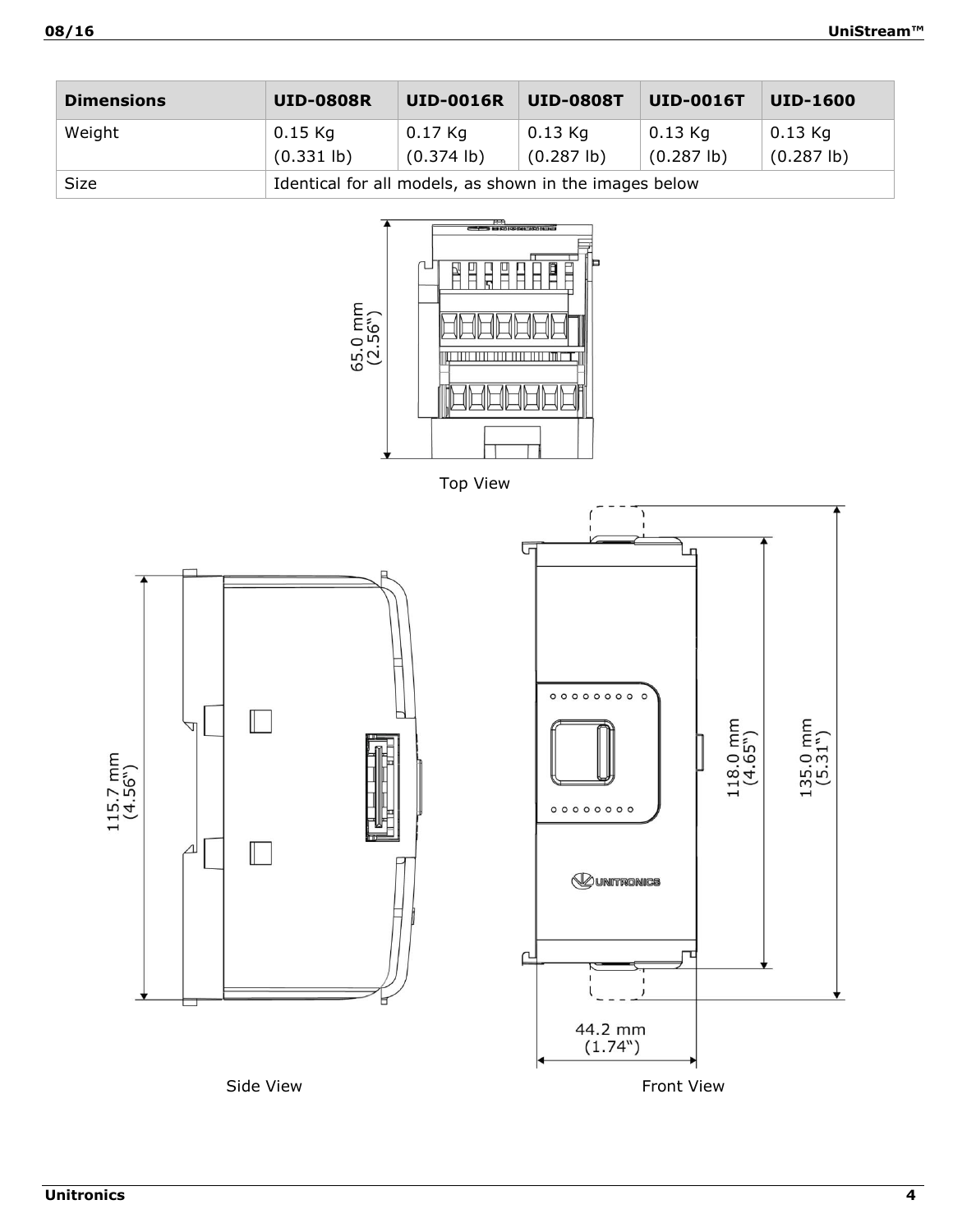| Dimensions | UID-0808R | UID-0016R | UID-0808T | UID-0016T | UID-1600 |
|---|---|---|---|---|---|
| Weight | 0.15 Kg (0.331 lb) | 0.17 Kg (0.374 lb) | 0.13 Kg (0.287 lb) | 0.13 Kg (0.287 lb) | 0.13 Kg (0.287 lb) |
| Size | Identical for all models, as shown in the images below | | | | |

65.0 mm (2.56")

Top View

115.7 mm (4.56")

118.0 mm (4.65")

135.0 mm (5.31")

44.2 mm (1.74")

Side View

Front View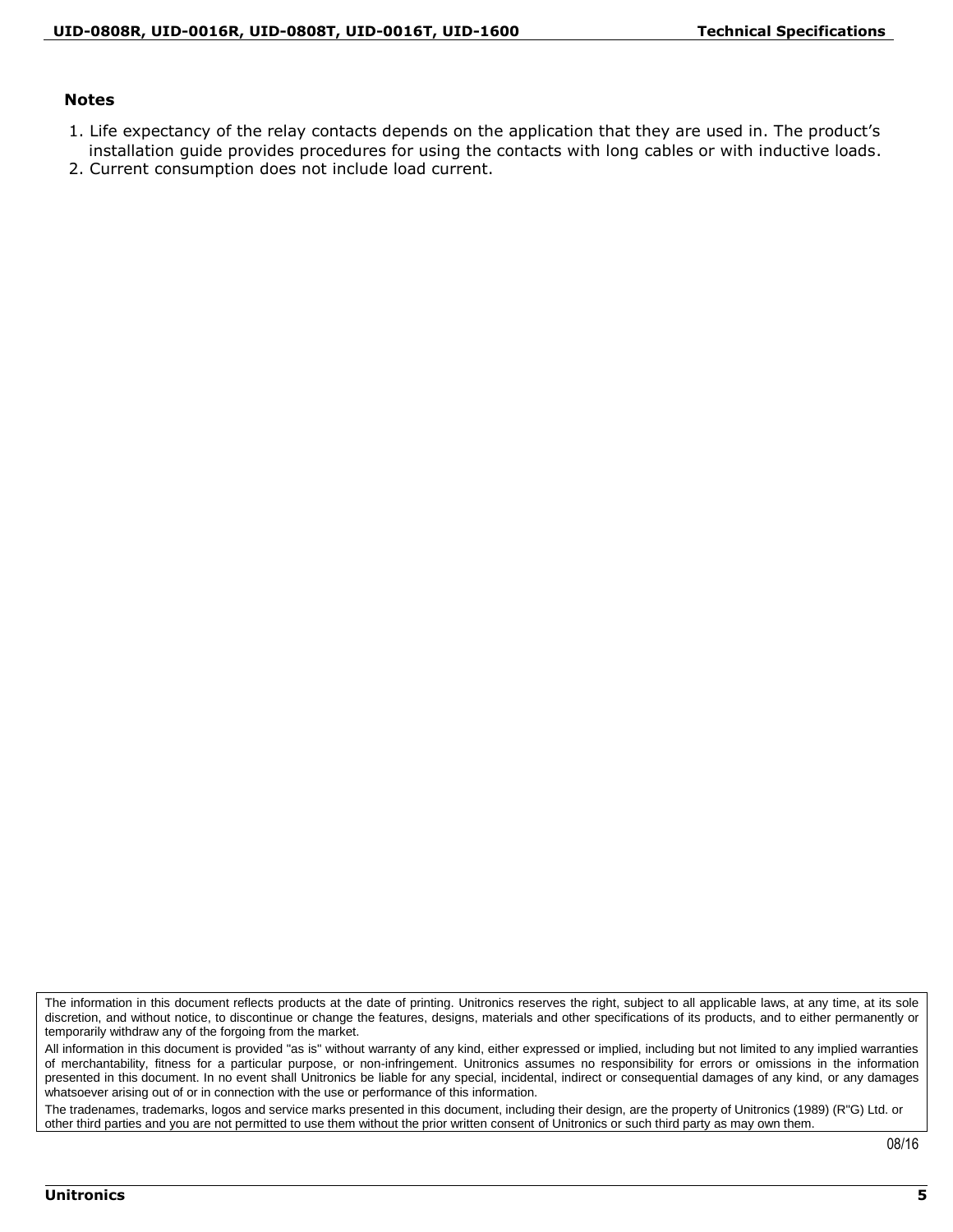### Notes

1. Life expectancy of the relay contacts depends on the application that they are used in. The product's installation guide provides procedures for using the contacts with long cables or with inductive loads.
2. Current consumption does not include load current.

The information in this document reflects products at the date of printing. Unitronics reserves the right, subject to all applicable laws, at any time, at its sole discretion, and without notice, to discontinue or change the features, designs, materials and other specifications of its products, and to either permanently or temporarily withdraw any of the forgoing from the market.

All information in this document is provided "as is" without warranty of any kind, either expressed or implied, including but not limited to any implied warranties of merchantability, fitness for a particular purpose, or non-infringement. Unitronics assumes no responsibility for errors or omissions in the information presented in this document. In no event shall Unitronics be liable for any special, incidental, indirect or consequential damages of any kind, or any damages whatsoever arising out of or in connection with the use or performance of this information.

The tradenames, trademarks, logos and service marks presented in this document, including their design, are the property of Unitronics (1989) (R"G) Ltd. or other third parties and you are not permitted to use them without the prior written consent of Unitronics or such third party as may own them.

08/16